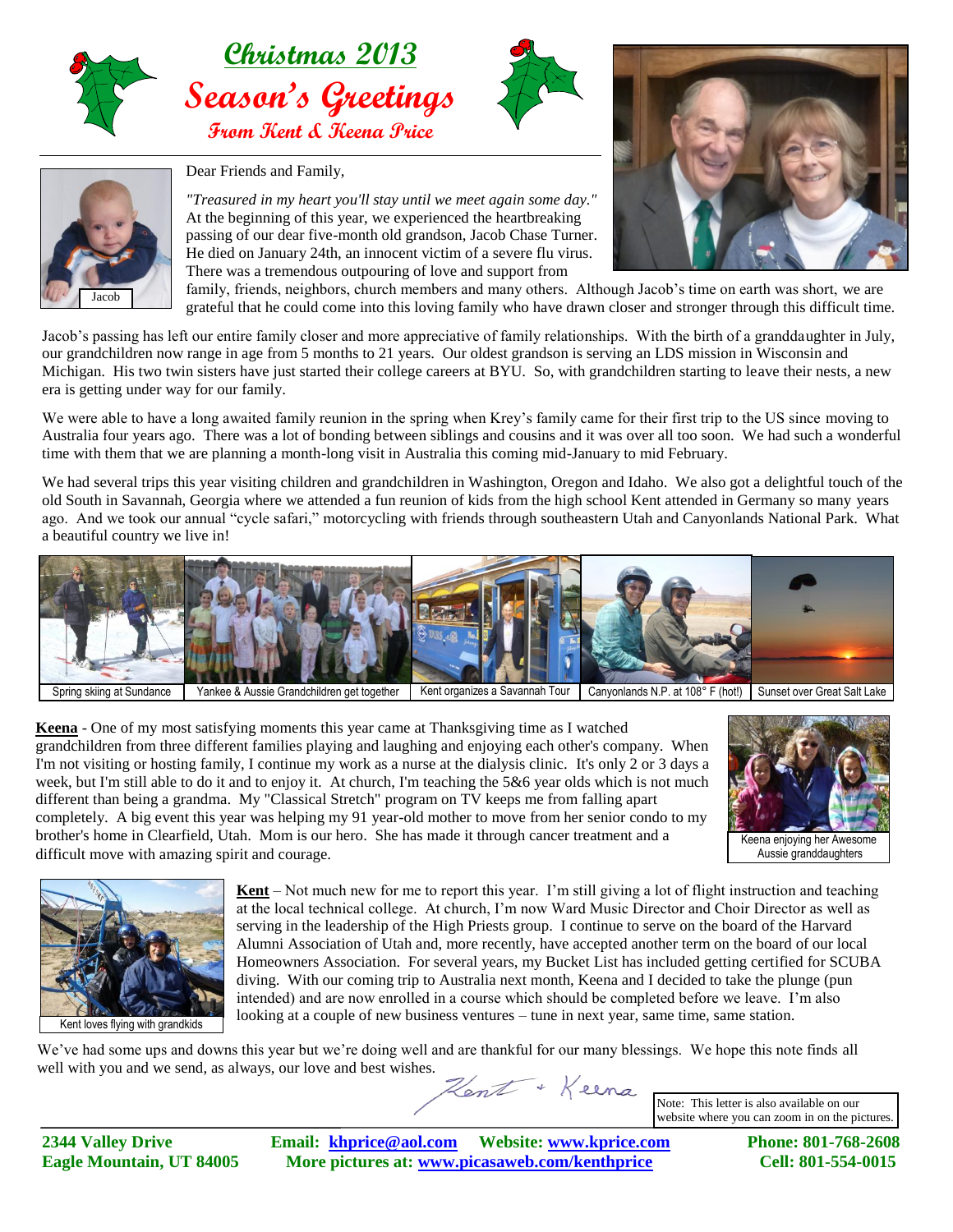# Christmas 2013

# Season's Greetings

## From Kent & Keena Price

Jacob

Dear Friends and Family,

*"Treasured in my heart you'll stay until we meet again some day."* At the beginning of this year, we experienced the heartbreaking passing of our dear five-month old grandson, Jacob Chase Turner. He died on January 24th, an innocent victim of a severe flu virus. There was a tremendous outpouring of love and support from family, friends, neighbors, church members and many others. Although Jacob's time on earth was short, we are grateful that he could come into this loving family who have drawn closer and stronger through this difficult time.

Jacob's passing has left our entire family closer and more appreciative of family relationships. With the birth of a granddaughter in July, our grandchildren now range in age from 5 months to 21 years. Our oldest grandson is serving an LDS mission in Wisconsin and Michigan. His two twin sisters have just started their college careers at BYU. So, with grandchildren starting to leave their nests, a new era is getting under way for our family.

We were able to have a long awaited family reunion in the spring when Krey's family came for their first trip to the US since moving to Australia four years ago. There was a lot of bonding between siblings and cousins and it was over all too soon. We had such a wonderful time with them that we are planning a month-long visit in Australia this coming mid-January to mid February.

We had several trips this year visiting children and grandchildren in Washington, Oregon and Idaho. We also got a delightful touch of the old South in Savannah, Georgia where we attended a fun reunion of kids from the high school Kent attended in Germany so many years ago. And we took our annual "cycle safari," motorcycling with friends through southeastern Utah and Canyonlands National Park. What a beautiful country we live in!

Spring skiing at Sundance | Yankee & Aussie Grandchildren get together | Kent organizes a Savannah Tour | Canyonlands N.P. at 108° F (hot!) | Sunset over Great Salt Lake

**Keena** - One of my most satisfying moments this year came at Thanksgiving time as I watched grandchildren from three different families playing and laughing and enjoying each other's company. When I'm not visiting or hosting family, I continue my work as a nurse at the dialysis clinic. It's only 2 or 3 days a week, but I'm still able to do it and to enjoy it. At church, I'm teaching the 5&6 year olds which is not much different than being a grandma. My "Classical Stretch" program on TV keeps me from falling apart completely. A big event this year was helping my 91 year-old mother to move from her senior condo to my brother's home in Clearfield, Utah. Mom is our hero. She has made it through cancer treatment and a difficult move with amazing spirit and courage.

Keena enjoying her Awesome Aussie granddaughters

**Kent** – Not much new for me to report this year. I'm still giving a lot of flight instruction and teaching at the local technical college. At church, I'm now Ward Music Director and Choir Director as well as serving in the leadership of the High Priests group. I continue to serve on the board of the Harvard Alumni Association of Utah and, more recently, have accepted another term on the board of our local Homeowners Association. For several years, my Bucket List has included getting certified for SCUBA diving. With our coming trip to Australia next month, Keena and I decided to take the plunge (pun intended) and are now enrolled in a course which should be completed before we leave. I'm also looking at a couple of new business ventures – tune in next year, same time, same station.

Kent loves flying with grandkids

We've had some ups and downs this year but we're doing well and are thankful for our many blessings. We hope this note finds all well with you and we send, as always, our love and best wishes.

Kent + Keena

Note: This letter is also available on our website where you can zoom in on the pictures.

**2344 Valley Drive**
**Eagle Mountain, UT 84005**

**Email: khprice@aol.com Website: www.kprice.com**
**More pictures at: www.picasaweb.com/kenthprice**

**Phone: 801-768-2608**
**Cell: 801-554-0015**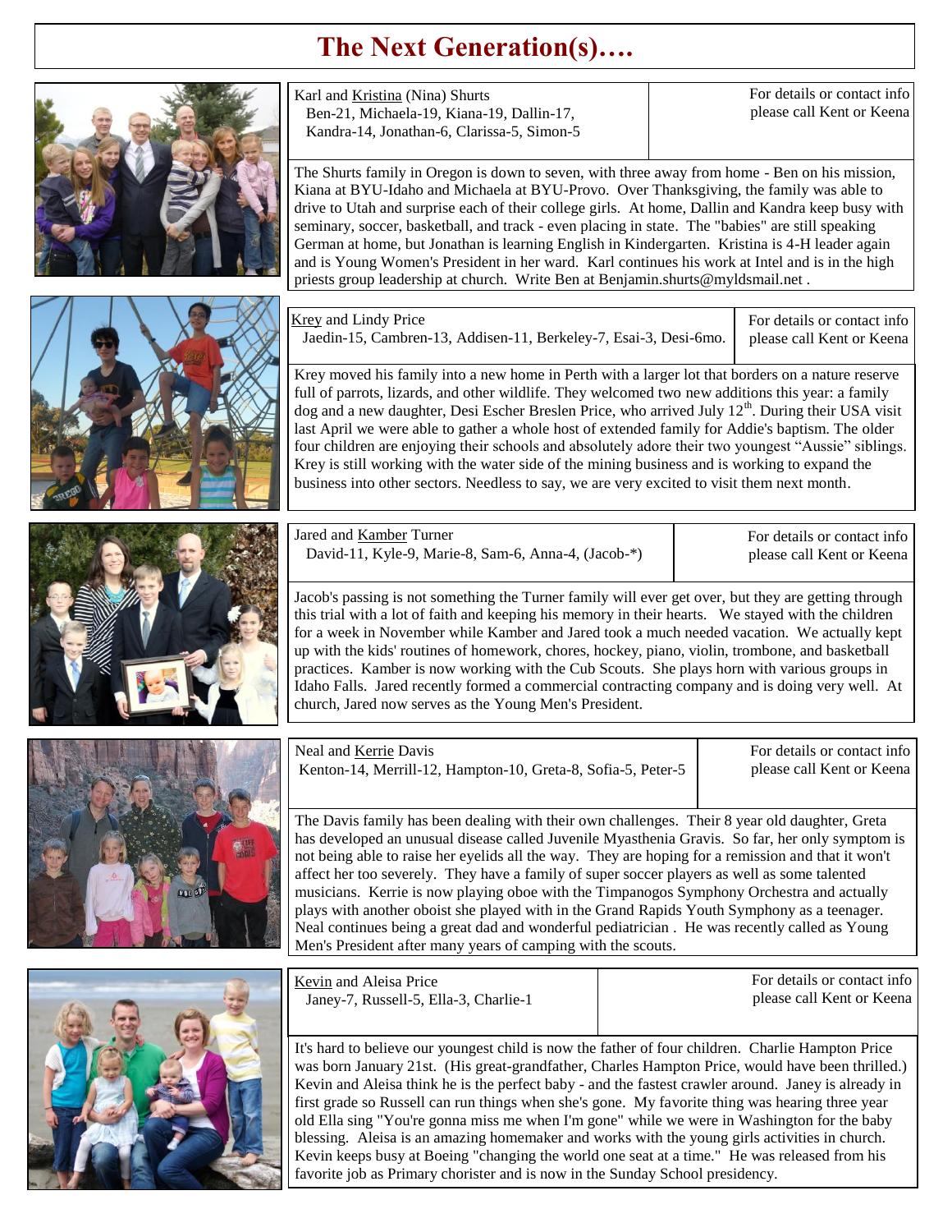# The Next Generation(s)….

Karl and Kristina (Nina) Shurts
Ben-21, Michaela-19, Kiana-19, Dallin-17, Kandra-14, Jonathan-6, Clarissa-5, Simon-5

For details or contact info please call Kent or Keena

The Shurts family in Oregon is down to seven, with three away from home - Ben on his mission, Kiana at BYU-Idaho and Michaela at BYU-Provo. Over Thanksgiving, the family was able to drive to Utah and surprise each of their college girls. At home, Dallin and Kandra keep busy with seminary, soccer, basketball, and track - even placing in state. The "babies" are still speaking German at home, but Jonathan is learning English in Kindergarten. Kristina is 4-H leader again and is Young Women's President in her ward. Karl continues his work at Intel and is in the high priests group leadership at church. Write Ben at Benjamin.shurts@myldsmail.net .

Krey and Lindy Price
Jaedin-15, Cambren-13, Addisen-11, Berkeley-7, Esai-3, Desi-6mo.

For details or contact info please call Kent or Keena

Krey moved his family into a new home in Perth with a larger lot that borders on a nature reserve full of parrots, lizards, and other wildlife. They welcomed two new additions this year: a family dog and a new daughter, Desi Escher Breslen Price, who arrived July 12th. During their USA visit last April we were able to gather a whole host of extended family for Addie's baptism. The older four children are enjoying their schools and absolutely adore their two youngest "Aussie" siblings. Krey is still working with the water side of the mining business and is working to expand the business into other sectors. Needless to say, we are very excited to visit them next month.

Jared and Kamber Turner
David-11, Kyle-9, Marie-8, Sam-6, Anna-4, (Jacob-*)

For details or contact info please call Kent or Keena

Jacob's passing is not something the Turner family will ever get over, but they are getting through this trial with a lot of faith and keeping his memory in their hearts. We stayed with the children for a week in November while Kamber and Jared took a much needed vacation. We actually kept up with the kids' routines of homework, chores, hockey, piano, violin, trombone, and basketball practices. Kamber is now working with the Cub Scouts. She plays horn with various groups in Idaho Falls. Jared recently formed a commercial contracting company and is doing very well. At church, Jared now serves as the Young Men's President.

Neal and Kerrie Davis
Kenton-14, Merrill-12, Hampton-10, Greta-8, Sofia-5, Peter-5

For details or contact info please call Kent or Keena

The Davis family has been dealing with their own challenges. Their 8 year old daughter, Greta has developed an unusual disease called Juvenile Myasthenia Gravis. So far, her only symptom is not being able to raise her eyelids all the way. They are hoping for a remission and that it won't affect her too severely. They have a family of super soccer players as well as some talented musicians. Kerrie is now playing oboe with the Timpanogos Symphony Orchestra and actually plays with another oboist she played with in the Grand Rapids Youth Symphony as a teenager. Neal continues being a great dad and wonderful pediatrician . He was recently called as Young Men's President after many years of camping with the scouts.

Kevin and Aleisa Price
Janey-7, Russell-5, Ella-3, Charlie-1

For details or contact info please call Kent or Keena

It's hard to believe our youngest child is now the father of four children. Charlie Hampton Price was born January 21st. (His great-grandfather, Charles Hampton Price, would have been thrilled.) Kevin and Aleisa think he is the perfect baby - and the fastest crawler around. Janey is already in first grade so Russell can run things when she's gone. My favorite thing was hearing three year old Ella sing "You're gonna miss me when I'm gone" while we were in Washington for the baby blessing. Aleisa is an amazing homemaker and works with the young girls activities in church. Kevin keeps busy at Boeing "changing the world one seat at a time." He was released from his favorite job as Primary chorister and is now in the Sunday School presidency.